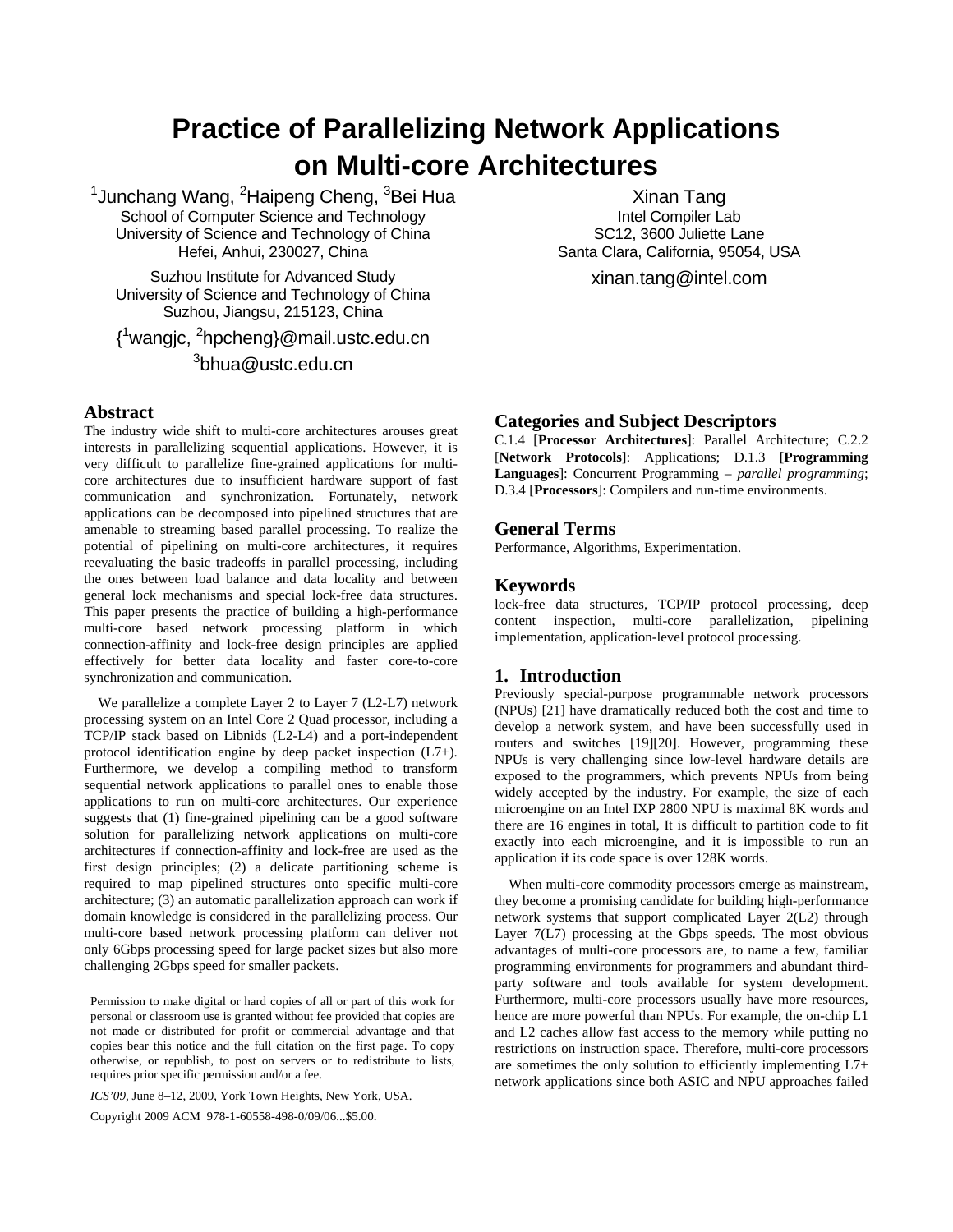# Practice of Parallelizing Network Applications on Multi-core Architectures

[1]Junchang Wang, [2]Haipeng Cheng, [3]Bei Hua
School of Computer Science and Technology
University of Science and Technology of China
Hefei, Anhui, 230027, China

Suzhou Institute for Advanced Study
University of Science and Technology of China
Suzhou, Jiangsu, 215123, China

{[1]wangjc, [2]hpcheng}@mail.ustc.edu.cn
[3]bhua@ustc.edu.cn

Xinan Tang
Intel Compiler Lab
SC12, 3600 Juliette Lane
Santa Clara, California, 95054, USA
xinan.tang@intel.com

## Abstract

The industry wide shift to multi-core architectures arouses great interests in parallelizing sequential applications. However, it is very difficult to parallelize fine-grained applications for multi-core architectures due to insufficient hardware support of fast communication and synchronization. Fortunately, network applications can be decomposed into pipelined structures that are amenable to streaming based parallel processing. To realize the potential of pipelining on multi-core architectures, it requires reevaluating the basic tradeoffs in parallel processing, including the ones between load balance and data locality and between general lock mechanisms and special lock-free data structures. This paper presents the practice of building a high-performance multi-core based network processing platform in which connection-affinity and lock-free design principles are applied effectively for better data locality and faster core-to-core synchronization and communication.

We parallelize a complete Layer 2 to Layer 7 (L2-L7) network processing system on an Intel Core 2 Quad processor, including a TCP/IP stack based on Libnids (L2-L4) and a port-independent protocol identification engine by deep packet inspection (L7+). Furthermore, we develop a compiling method to transform sequential network applications to parallel ones to enable those applications to run on multi-core architectures. Our experience suggests that (1) fine-grained pipelining can be a good software solution for parallelizing network applications on multi-core architectures if connection-affinity and lock-free are used as the first design principles; (2) a delicate partitioning scheme is required to map pipelined structures onto specific multi-core architecture; (3) an automatic parallelization approach can work if domain knowledge is considered in the parallelizing process. Our multi-core based network processing platform can deliver not only 6Gbps processing speed for large packet sizes but also more challenging 2Gbps speed for smaller packets.

Permission to make digital or hard copies of all or part of this work for personal or classroom use is granted without fee provided that copies are not made or distributed for profit or commercial advantage and that copies bear this notice and the full citation on the first page. To copy otherwise, or republish, to post on servers or to redistribute to lists, requires prior specific permission and/or a fee.

*ICS'09*, June 8–12, 2009, York Town Heights, New York, USA.

Copyright 2009 ACM 978-1-60558-498-0/09/06...$5.00.

## Categories and Subject Descriptors

C.1.4 [**Processor Architectures**]: Parallel Architecture; C.2.2 [**Network Protocols**]: Applications; D.1.3 [**Programming Languages**]: Concurrent Programming – *parallel programming*; D.3.4 [**Processors**]: Compilers and run-time environments.

## General Terms

Performance, Algorithms, Experimentation.

## Keywords

lock-free data structures, TCP/IP protocol processing, deep content inspection, multi-core parallelization, pipelining implementation, application-level protocol processing.

## 1. Introduction

Previously special-purpose programmable network processors (NPUs) [21] have dramatically reduced both the cost and time to develop a network system, and have been successfully used in routers and switches [19][20]. However, programming these NPUs is very challenging since low-level hardware details are exposed to the programmers, which prevents NPUs from being widely accepted by the industry. For example, the size of each microengine on an Intel IXP 2800 NPU is maximal 8K words and there are 16 engines in total, It is difficult to partition code to fit exactly into each microengine, and it is impossible to run an application if its code space is over 128K words.

When multi-core commodity processors emerge as mainstream, they become a promising candidate for building high-performance network systems that support complicated Layer 2(L2) through Layer 7(L7) processing at the Gbps speeds. The most obvious advantages of multi-core processors are, to name a few, familiar programming environments for programmers and abundant third-party software and tools available for system development. Furthermore, multi-core processors usually have more resources, hence are more powerful than NPUs. For example, the on-chip L1 and L2 caches allow fast access to the memory while putting no restrictions on instruction space. Therefore, multi-core processors are sometimes the only solution to efficiently implementing L7+ network applications since both ASIC and NPU approaches failed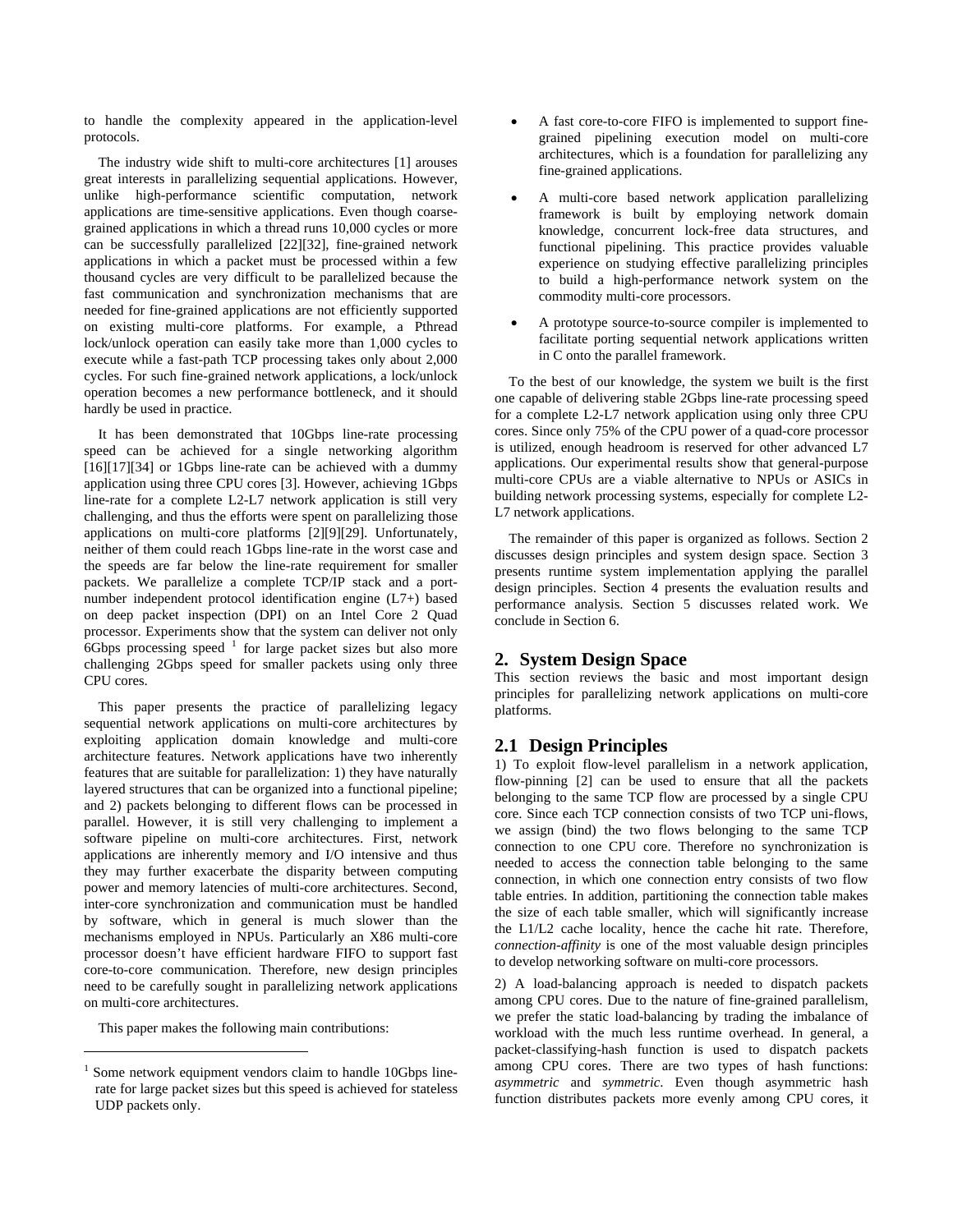to handle the complexity appeared in the application-level protocols.

The industry wide shift to multi-core architectures [1] arouses great interests in parallelizing sequential applications. However, unlike high-performance scientific computation, network applications are time-sensitive applications. Even though coarse-grained applications in which a thread runs 10,000 cycles or more can be successfully parallelized [22][32], fine-grained network applications in which a packet must be processed within a few thousand cycles are very difficult to be parallelized because the fast communication and synchronization mechanisms that are needed for fine-grained applications are not efficiently supported on existing multi-core platforms. For example, a Pthread lock/unlock operation can easily take more than 1,000 cycles to execute while a fast-path TCP processing takes only about 2,000 cycles. For such fine-grained network applications, a lock/unlock operation becomes a new performance bottleneck, and it should hardly be used in practice.

It has been demonstrated that 10Gbps line-rate processing speed can be achieved for a single networking algorithm [16][17][34] or 1Gbps line-rate can be achieved with a dummy application using three CPU cores [3]. However, achieving 1Gbps line-rate for a complete L2-L7 network application is still very challenging, and thus the efforts were spent on parallelizing those applications on multi-core platforms [2][9][29]. Unfortunately, neither of them could reach 1Gbps line-rate in the worst case and the speeds are far below the line-rate requirement for smaller packets. We parallelize a complete TCP/IP stack and a port-number independent protocol identification engine (L7+) based on deep packet inspection (DPI) on an Intel Core 2 Quad processor. Experiments show that the system can deliver not only 6Gbps processing speed [1] for large packet sizes but also more challenging 2Gbps speed for smaller packets using only three CPU cores.

This paper presents the practice of parallelizing legacy sequential network applications on multi-core architectures by exploiting application domain knowledge and multi-core architecture features. Network applications have two inherently features that are suitable for parallelization: 1) they have naturally layered structures that can be organized into a functional pipeline; and 2) packets belonging to different flows can be processed in parallel. However, it is still very challenging to implement a software pipeline on multi-core architectures. First, network applications are inherently memory and I/O intensive and thus they may further exacerbate the disparity between computing power and memory latencies of multi-core architectures. Second, inter-core synchronization and communication must be handled by software, which in general is much slower than the mechanisms employed in NPUs. Particularly an X86 multi-core processor doesn't have efficient hardware FIFO to support fast core-to-core communication. Therefore, new design principles need to be carefully sought in parallelizing network applications on multi-core architectures.

This paper makes the following main contributions:

- A fast core-to-core FIFO is implemented to support fine-grained pipelining execution model on multi-core architectures, which is a foundation for parallelizing any fine-grained applications.
- A multi-core based network application parallelizing framework is built by employing network domain knowledge, concurrent lock-free data structures, and functional pipelining. This practice provides valuable experience on studying effective parallelizing principles to build a high-performance network system on the commodity multi-core processors.
- A prototype source-to-source compiler is implemented to facilitate porting sequential network applications written in C onto the parallel framework.

To the best of our knowledge, the system we built is the first one capable of delivering stable 2Gbps line-rate processing speed for a complete L2-L7 network application using only three CPU cores. Since only 75% of the CPU power of a quad-core processor is utilized, enough headroom is reserved for other advanced L7 applications. Our experimental results show that general-purpose multi-core CPUs are a viable alternative to NPUs or ASICs in building network processing systems, especially for complete L2-L7 network applications.

The remainder of this paper is organized as follows. Section 2 discusses design principles and system design space. Section 3 presents runtime system implementation applying the parallel design principles. Section 4 presents the evaluation results and performance analysis. Section 5 discusses related work. We conclude in Section 6.

## 2. System Design Space

This section reviews the basic and most important design principles for parallelizing network applications on multi-core platforms.

### 2.1 Design Principles

1) To exploit flow-level parallelism in a network application, flow-pinning [2] can be used to ensure that all the packets belonging to the same TCP flow are processed by a single CPU core. Since each TCP connection consists of two TCP uni-flows, we assign (bind) the two flows belonging to the same TCP connection to one CPU core. Therefore no synchronization is needed to access the connection table belonging to the same connection, in which one connection entry consists of two flow table entries. In addition, partitioning the connection table makes the size of each table smaller, which will significantly increase the L1/L2 cache locality, hence the cache hit rate. Therefore, *connection-affinity* is one of the most valuable design principles to develop networking software on multi-core processors.

2) A load-balancing approach is needed to dispatch packets among CPU cores. Due to the nature of fine-grained parallelism, we prefer the static load-balancing by trading the imbalance of workload with the much less runtime overhead. In general, a packet-classifying-hash function is used to dispatch packets among CPU cores. There are two types of hash functions: *asymmetric* and *symmetric*. Even though asymmetric hash function distributes packets more evenly among CPU cores, it

[1] Some network equipment vendors claim to handle 10Gbps line-rate for large packet sizes but this speed is achieved for stateless UDP packets only.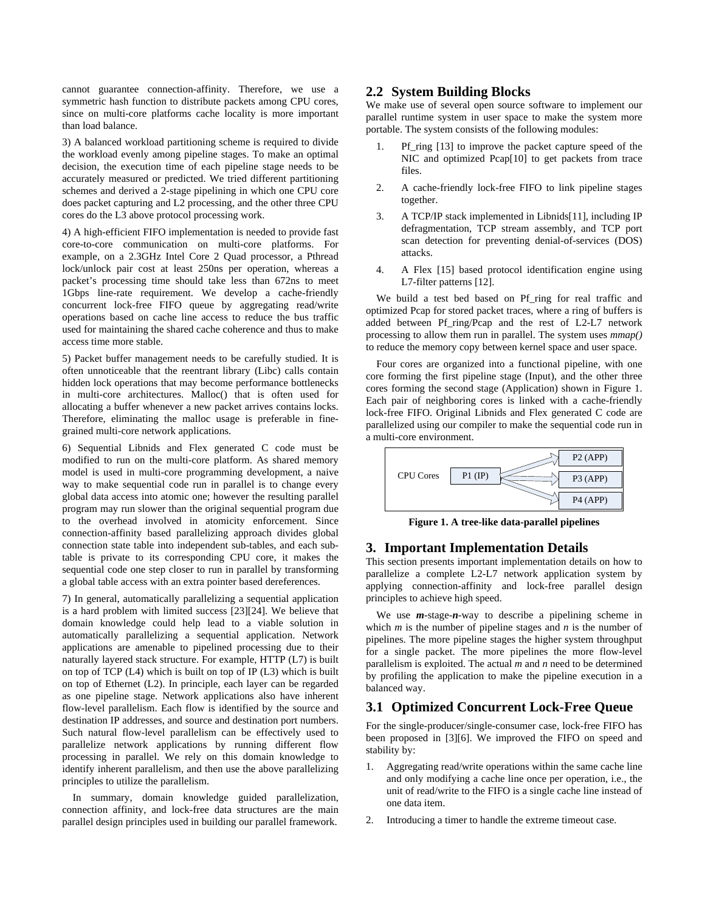cannot guarantee connection-affinity. Therefore, we use a symmetric hash function to distribute packets among CPU cores, since on multi-core platforms cache locality is more important than load balance.

3) A balanced workload partitioning scheme is required to divide the workload evenly among pipeline stages. To make an optimal decision, the execution time of each pipeline stage needs to be accurately measured or predicted. We tried different partitioning schemes and derived a 2-stage pipelining in which one CPU core does packet capturing and L2 processing, and the other three CPU cores do the L3 above protocol processing work.

4) A high-efficient FIFO implementation is needed to provide fast core-to-core communication on multi-core platforms. For example, on a 2.3GHz Intel Core 2 Quad processor, a Pthread lock/unlock pair cost at least 250ns per operation, whereas a packet's processing time should take less than 672ns to meet 1Gbps line-rate requirement. We develop a cache-friendly concurrent lock-free FIFO queue by aggregating read/write operations based on cache line access to reduce the bus traffic used for maintaining the shared cache coherence and thus to make access time more stable.

5) Packet buffer management needs to be carefully studied. It is often unnoticeable that the reentrant library (Libc) calls contain hidden lock operations that may become performance bottlenecks in multi-core architectures. Malloc() that is often used for allocating a buffer whenever a new packet arrives contains locks. Therefore, eliminating the malloc usage is preferable in fine-grained multi-core network applications.

6) Sequential Libnids and Flex generated C code must be modified to run on the multi-core platform. As shared memory model is used in multi-core programming development, a naive way to make sequential code run in parallel is to change every global data access into atomic one; however the resulting parallel program may run slower than the original sequential program due to the overhead involved in atomicity enforcement. Since connection-affinity based parallelizing approach divides global connection state table into independent sub-tables, and each sub-table is private to its corresponding CPU core, it makes the sequential code one step closer to run in parallel by transforming a global table access with an extra pointer based dereferences.

7) In general, automatically parallelizing a sequential application is a hard problem with limited success [23][24]. We believe that domain knowledge could help lead to a viable solution in automatically parallelizing a sequential application. Network applications are amenable to pipelined processing due to their naturally layered stack structure. For example, HTTP (L7) is built on top of TCP (L4) which is built on top of IP (L3) which is built on top of Ethernet (L2). In principle, each layer can be regarded as one pipeline stage. Network applications also have inherent flow-level parallelism. Each flow is identified by the source and destination IP addresses, and source and destination port numbers. Such natural flow-level parallelism can be effectively used to parallelize network applications by running different flow processing in parallel. We rely on this domain knowledge to identify inherent parallelism, and then use the above parallelizing principles to utilize the parallelism.

In summary, domain knowledge guided parallelization, connection affinity, and lock-free data structures are the main parallel design principles used in building our parallel framework.

## 2.2 System Building Blocks

We make use of several open source software to implement our parallel runtime system in user space to make the system more portable. The system consists of the following modules:

1. Pf_ring [13] to improve the packet capture speed of the NIC and optimized Pcap[10] to get packets from trace files.
2. A cache-friendly lock-free FIFO to link pipeline stages together.
3. A TCP/IP stack implemented in Libnids[11], including IP defragmentation, TCP stream assembly, and TCP port scan detection for preventing denial-of-services (DOS) attacks.
4. A Flex [15] based protocol identification engine using L7-filter patterns [12].

We build a test bed based on Pf_ring for real traffic and optimized Pcap for stored packet traces, where a ring of buffers is added between Pf_ring/Pcap and the rest of L2-L7 network processing to allow them run in parallel. The system uses *mmap()* to reduce the memory copy between kernel space and user space.

Four cores are organized into a functional pipeline, with one core forming the first pipeline stage (Input), and the other three cores forming the second stage (Application) shown in Figure 1. Each pair of neighboring cores is linked with a cache-friendly lock-free FIFO. Original Libnids and Flex generated C code are parallelized using our compiler to make the sequential code run in a multi-core environment.

CPU Cores — P1 (IP) → P2 (APP), P3 (APP), P4 (APP)

**Figure 1. A tree-like data-parallel pipelines**

# 3. Important Implementation Details

This section presents important implementation details on how to parallelize a complete L2-L7 network application system by applying connection-affinity and lock-free parallel design principles to achieve high speed.

We use ***m***-stage-***n***-way to describe a pipelining scheme in which *m* is the number of pipeline stages and *n* is the number of pipelines. The more pipeline stages the higher system throughput for a single packet. The more pipelines the more flow-level parallelism is exploited. The actual *m* and *n* need to be determined by profiling the application to make the pipeline execution in a balanced way.

## 3.1 Optimized Concurrent Lock-Free Queue

For the single-producer/single-consumer case, lock-free FIFO has been proposed in [3][6]. We improved the FIFO on speed and stability by:

1. Aggregating read/write operations within the same cache line and only modifying a cache line once per operation, i.e., the unit of read/write to the FIFO is a single cache line instead of one data item.
2. Introducing a timer to handle the extreme timeout case.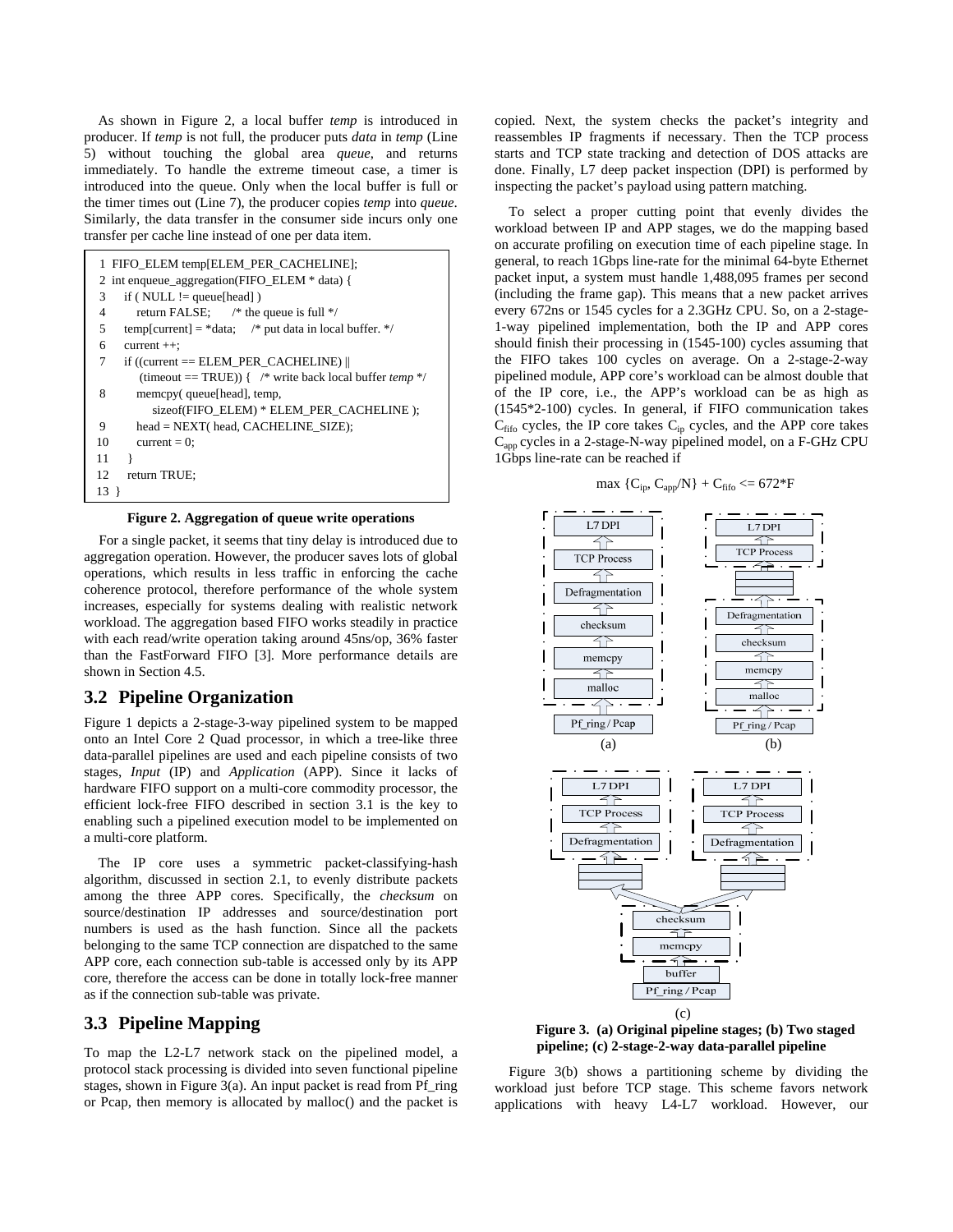As shown in Figure 2, a local buffer *temp* is introduced in producer. If *temp* is not full, the producer puts *data* in *temp* (Line 5) without touching the global area *queue*, and returns immediately. To handle the extreme timeout case, a timer is introduced into the queue. Only when the local buffer is full or the timer times out (Line 7), the producer copies *temp* into *queue*. Similarly, the data transfer in the consumer side incurs only one transfer per cache line instead of one per data item.

```
 1  FIFO_ELEM temp[ELEM_PER_CACHELINE];
 2  int enqueue_aggregation(FIFO_ELEM * data) {
 3    if ( NULL != queue[head] )
 4       return FALSE;      /* the queue is full */
 5    temp[current] = *data;    /* put data in local buffer. */
 6    current ++;
 7    if ((current == ELEM_PER_CACHELINE) ||
          (timeout == TRUE)) {   /* write back local buffer temp */
 8       memcpy( queue[head], temp,
              sizeof(FIFO_ELEM) * ELEM_PER_CACHELINE );
 9       head = NEXT( head, CACHELINE_SIZE);
10       current = 0;
11    }
12    return TRUE;
13 }
```

**Figure 2. Aggregation of queue write operations**

For a single packet, it seems that tiny delay is introduced due to aggregation operation. However, the producer saves lots of global operations, which results in less traffic in enforcing the cache coherence protocol, therefore performance of the whole system increases, especially for systems dealing with realistic network workload. The aggregation based FIFO works steadily in practice with each read/write operation taking around 45ns/op, 36% faster than the FastForward FIFO [3]. More performance details are shown in Section 4.5.

## 3.2 Pipeline Organization

Figure 1 depicts a 2-stage-3-way pipelined system to be mapped onto an Intel Core 2 Quad processor, in which a tree-like three data-parallel pipelines are used and each pipeline consists of two stages, *Input* (IP) and *Application* (APP). Since it lacks of hardware FIFO support on a multi-core commodity processor, the efficient lock-free FIFO described in section 3.1 is the key to enabling such a pipelined execution model to be implemented on a multi-core platform.

The IP core uses a symmetric packet-classifying-hash algorithm, discussed in section 2.1, to evenly distribute packets among the three APP cores. Specifically, the *checksum* on source/destination IP addresses and source/destination port numbers is used as the hash function. Since all the packets belonging to the same TCP connection are dispatched to the same APP core, each connection sub-table is accessed only by its APP core, therefore the access can be done in totally lock-free manner as if the connection sub-table was private.

## 3.3 Pipeline Mapping

To map the L2-L7 network stack on the pipelined model, a protocol stack processing is divided into seven functional pipeline stages, shown in Figure 3(a). An input packet is read from Pf_ring or Pcap, then memory is allocated by malloc() and the packet is copied. Next, the system checks the packet's integrity and reassembles IP fragments if necessary. Then the TCP process starts and TCP state tracking and detection of DOS attacks are done. Finally, L7 deep packet inspection (DPI) is performed by inspecting the packet's payload using pattern matching.

To select a proper cutting point that evenly divides the workload between IP and APP stages, we do the mapping based on accurate profiling on execution time of each pipeline stage. In general, to reach 1Gbps line-rate for the minimal 64-byte Ethernet packet input, a system must handle 1,488,095 frames per second (including the frame gap). This means that a new packet arrives every 672ns or 1545 cycles for a 2.3GHz CPU. So, on a 2-stage-1-way pipelined implementation, both the IP and APP cores should finish their processing in (1545-100) cycles assuming that the FIFO takes 100 cycles on average. On a 2-stage-2-way pipelined module, APP core's workload can be almost double that of the IP core, i.e., the APP's workload can be as high as (1545*2-100) cycles. In general, if FIFO communication takes $C_{fifo}$ cycles, the IP core takes $C_{ip}$ cycles, and the APP core takes $C_{app}$ cycles in a 2-stage-N-way pipelined model, on a F-GHz CPU 1Gbps line-rate can be reached if

$$\max \{C_{ip}, C_{app}/N\} + C_{fifo} \le 672 * F$$

**Figure 3. (a) Original pipeline stages; (b) Two staged pipeline; (c) 2-stage-2-way data-parallel pipeline**

Figure 3(b) shows a partitioning scheme by dividing the workload just before TCP stage. This scheme favors network applications with heavy L4-L7 workload. However, our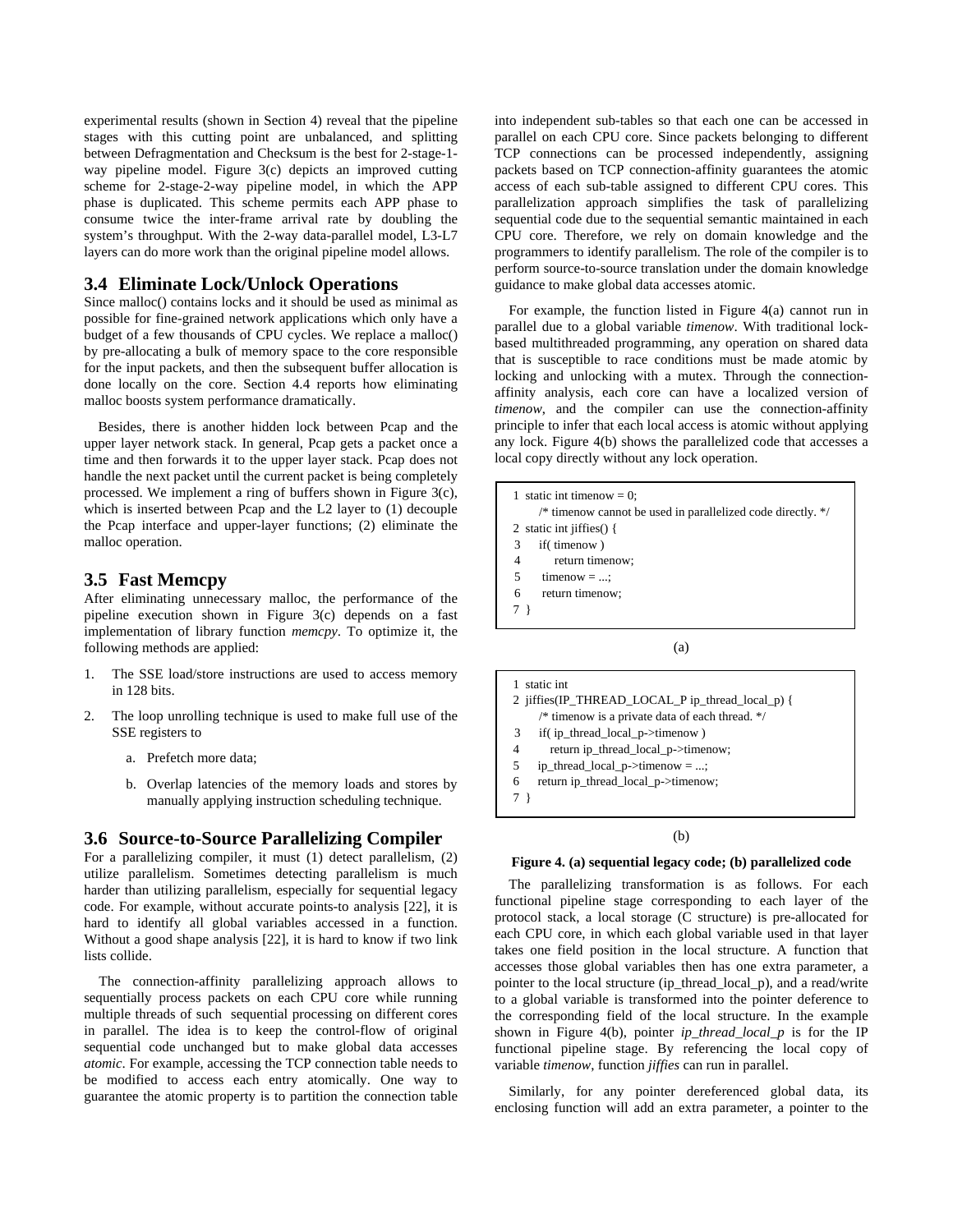experimental results (shown in Section 4) reveal that the pipeline stages with this cutting point are unbalanced, and splitting between Defragmentation and Checksum is the best for 2-stage-1-way pipeline model. Figure 3(c) depicts an improved cutting scheme for 2-stage-2-way pipeline model, in which the APP phase is duplicated. This scheme permits each APP phase to consume twice the inter-frame arrival rate by doubling the system's throughput. With the 2-way data-parallel model, L3-L7 layers can do more work than the original pipeline model allows.

## 3.4 Eliminate Lock/Unlock Operations

Since malloc() contains locks and it should be used as minimal as possible for fine-grained network applications which only have a budget of a few thousands of CPU cycles. We replace a malloc() by pre-allocating a bulk of memory space to the core responsible for the input packets, and then the subsequent buffer allocation is done locally on the core. Section 4.4 reports how eliminating malloc boosts system performance dramatically.

Besides, there is another hidden lock between Pcap and the upper layer network stack. In general, Pcap gets a packet once a time and then forwards it to the upper layer stack. Pcap does not handle the next packet until the current packet is being completely processed. We implement a ring of buffers shown in Figure 3(c), which is inserted between Pcap and the L2 layer to (1) decouple the Pcap interface and upper-layer functions; (2) eliminate the malloc operation.

## 3.5 Fast Memcpy

After eliminating unnecessary malloc, the performance of the pipeline execution shown in Figure 3(c) depends on a fast implementation of library function *memcpy*. To optimize it, the following methods are applied:

1. The SSE load/store instructions are used to access memory in 128 bits.
2. The loop unrolling technique is used to make full use of the SSE registers to
   a. Prefetch more data;
   b. Overlap latencies of the memory loads and stores by manually applying instruction scheduling technique.

## 3.6 Source-to-Source Parallelizing Compiler

For a parallelizing compiler, it must (1) detect parallelism, (2) utilize parallelism. Sometimes detecting parallelism is much harder than utilizing parallelism, especially for sequential legacy code. For example, without accurate points-to analysis [22], it is hard to identify all global variables accessed in a function. Without a good shape analysis [22], it is hard to know if two link lists collide.

The connection-affinity parallelizing approach allows to sequentially process packets on each CPU core while running multiple threads of such sequential processing on different cores in parallel. The idea is to keep the control-flow of original sequential code unchanged but to make global data accesses *atomic*. For example, accessing the TCP connection table needs to be modified to access each entry atomically. One way to guarantee the atomic property is to partition the connection table into independent sub-tables so that each one can be accessed in parallel on each CPU core. Since packets belonging to different TCP connections can be processed independently, assigning packets based on TCP connection-affinity guarantees the atomic access of each sub-table assigned to different CPU cores. This parallelization approach simplifies the task of parallelizing sequential code due to the sequential semantic maintained in each CPU core. Therefore, we rely on domain knowledge and the programmers to identify parallelism. The role of the compiler is to perform source-to-source translation under the domain knowledge guidance to make global data accesses atomic.

For example, the function listed in Figure 4(a) cannot run in parallel due to a global variable *timenow*. With traditional lock-based multithreaded programming, any operation on shared data that is susceptible to race conditions must be made atomic by locking and unlocking with a mutex. Through the connection-affinity analysis, each core can have a localized version of *timenow*, and the compiler can use the connection-affinity principle to infer that each local access is atomic without applying any lock. Figure 4(b) shows the parallelized code that accesses a local copy directly without any lock operation.

```
1  static int timenow = 0;
     /* timenow cannot be used in parallelized code directly. */
2  static int jiffies() {
3     if( timenow )
4        return timenow;
5     timenow = ...;
6     return timenow;
7  }
```

(a)

```
1  static int
2  jiffies(IP_THREAD_LOCAL_P ip_thread_local_p) {
     /* timenow is a private data of each thread. */
3     if( ip_thread_local_p->timenow )
4        return ip_thread_local_p->timenow;
5     ip_thread_local_p->timenow = ...;
6     return ip_thread_local_p->timenow;
7  }
```

(b)

**Figure 4. (a) sequential legacy code; (b) parallelized code**

The parallelizing transformation is as follows. For each functional pipeline stage corresponding to each layer of the protocol stack, a local storage (C structure) is pre-allocated for each CPU core, in which each global variable used in that layer takes one field position in the local structure. A function that accesses those global variables then has one extra parameter, a pointer to the local structure (ip_thread_local_p), and a read/write to a global variable is transformed into the pointer deference to the corresponding field of the local structure. In the example shown in Figure 4(b), pointer *ip_thread_local_p* is for the IP functional pipeline stage. By referencing the local copy of variable *timenow*, function *jiffies* can run in parallel.

Similarly, for any pointer dereferenced global data, its enclosing function will add an extra parameter, a pointer to the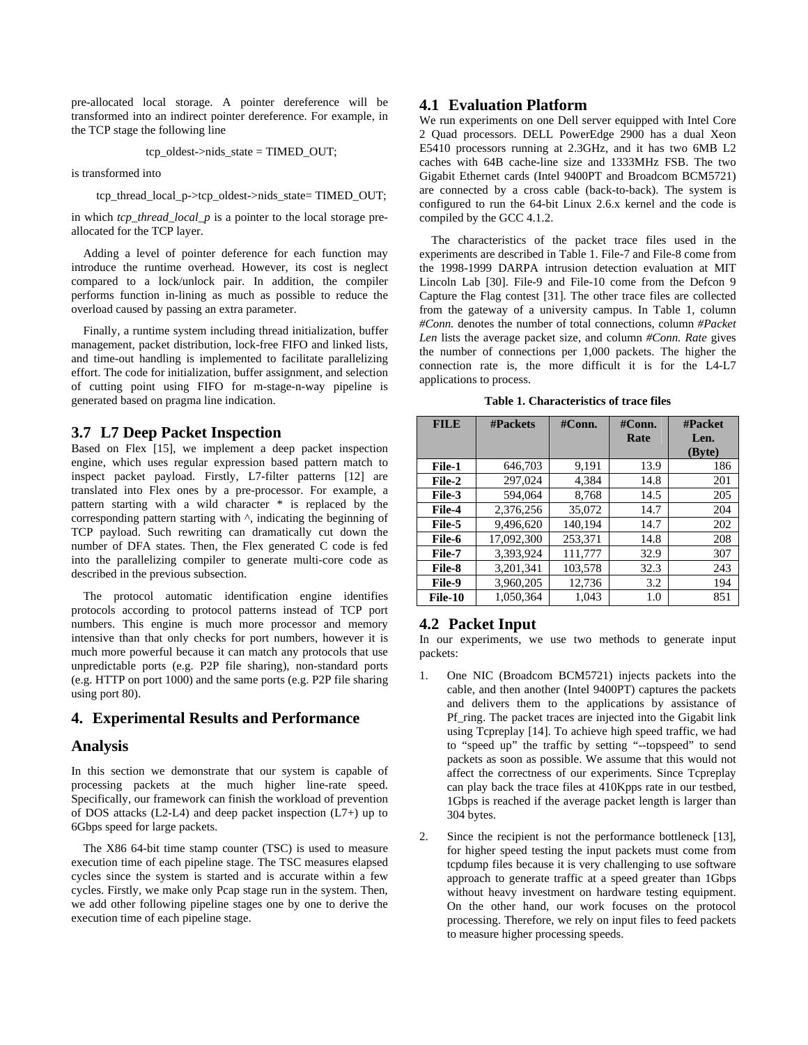pre-allocated local storage. A pointer dereference will be transformed into an indirect pointer dereference. For example, in the TCP stage the following line

```
tcp_oldest->nids_state = TIMED_OUT;
```

is transformed into

```
tcp_thread_local_p->tcp_oldest->nids_state= TIMED_OUT;
```

in which *tcp_thread_local_p* is a pointer to the local storage pre-allocated for the TCP layer.

Adding a level of pointer deference for each function may introduce the runtime overhead. However, its cost is neglect compared to a lock/unlock pair. In addition, the compiler performs function in-lining as much as possible to reduce the overload caused by passing an extra parameter.

Finally, a runtime system including thread initialization, buffer management, packet distribution, lock-free FIFO and linked lists, and time-out handling is implemented to facilitate parallelizing effort. The code for initialization, buffer assignment, and selection of cutting point using FIFO for m-stage-n-way pipeline is generated based on pragma line indication.

## 3.7 L7 Deep Packet Inspection

Based on Flex [15], we implement a deep packet inspection engine, which uses regular expression based pattern match to inspect packet payload. Firstly, L7-filter patterns [12] are translated into Flex ones by a pre-processor. For example, a pattern starting with a wild character * is replaced by the corresponding pattern starting with ^, indicating the beginning of TCP payload. Such rewriting can dramatically cut down the number of DFA states. Then, the Flex generated C code is fed into the parallelizing compiler to generate multi-core code as described in the previous subsection.

The protocol automatic identification engine identifies protocols according to protocol patterns instead of TCP port numbers. This engine is much more processor and memory intensive than that only checks for port numbers, however it is much more powerful because it can match any protocols that use unpredictable ports (e.g. P2P file sharing), non-standard ports (e.g. HTTP on port 1000) and the same ports (e.g. P2P file sharing using port 80).

# 4. Experimental Results and Performance Analysis

In this section we demonstrate that our system is capable of processing packets at the much higher line-rate speed. Specifically, our framework can finish the workload of prevention of DOS attacks (L2-L4) and deep packet inspection (L7+) up to 6Gbps speed for large packets.

The X86 64-bit time stamp counter (TSC) is used to measure execution time of each pipeline stage. The TSC measures elapsed cycles since the system is started and is accurate within a few cycles. Firstly, we make only Pcap stage run in the system. Then, we add other following pipeline stages one by one to derive the execution time of each pipeline stage.

## 4.1 Evaluation Platform

We run experiments on one Dell server equipped with Intel Core 2 Quad processors. DELL PowerEdge 2900 has a dual Xeon E5410 processors running at 2.3GHz, and it has two 6MB L2 caches with 64B cache-line size and 1333MHz FSB. The two Gigabit Ethernet cards (Intel 9400PT and Broadcom BCM5721) are connected by a cross cable (back-to-back). The system is configured to run the 64-bit Linux 2.6.x kernel and the code is compiled by the GCC 4.1.2.

The characteristics of the packet trace files used in the experiments are described in Table 1. File-7 and File-8 come from the 1998-1999 DARPA intrusion detection evaluation at MIT Lincoln Lab [30]. File-9 and File-10 come from the Defcon 9 Capture the Flag contest [31]. The other trace files are collected from the gateway of a university campus. In Table 1, column *#Conn.* denotes the number of total connections, column *#Packet Len* lists the average packet size, and column *#Conn. Rate* gives the number of connections per 1,000 packets. The higher the connection rate is, the more difficult it is for the L4-L7 applications to process.

**Table 1. Characteristics of trace files**

| FILE | #Packets | #Conn. | #Conn. Rate | #Packet Len. (Byte) |
|---|---|---|---|---|
| File-1 | 646,703 | 9,191 | 13.9 | 186 |
| File-2 | 297,024 | 4,384 | 14.8 | 201 |
| File-3 | 594,064 | 8,768 | 14.5 | 205 |
| File-4 | 2,376,256 | 35,072 | 14.7 | 204 |
| File-5 | 9,496,620 | 140,194 | 14.7 | 202 |
| File-6 | 17,092,300 | 253,371 | 14.8 | 208 |
| File-7 | 3,393,924 | 111,777 | 32.9 | 307 |
| File-8 | 3,201,341 | 103,578 | 32.3 | 243 |
| File-9 | 3,960,205 | 12,736 | 3.2 | 194 |
| File-10 | 1,050,364 | 1,043 | 1.0 | 851 |

## 4.2 Packet Input

In our experiments, we use two methods to generate input packets:

1. One NIC (Broadcom BCM5721) injects packets into the cable, and then another (Intel 9400PT) captures the packets and delivers them to the applications by assistance of Pf_ring. The packet traces are injected into the Gigabit link using Tcpreplay [14]. To achieve high speed traffic, we had to "speed up" the traffic by setting "--topspeed" to send packets as soon as possible. We assume that this would not affect the correctness of our experiments. Since Tcpreplay can play back the trace files at 410Kpps rate in our testbed, 1Gbps is reached if the average packet length is larger than 304 bytes.
2. Since the recipient is not the performance bottleneck [13], for higher speed testing the input packets must come from tcpdump files because it is very challenging to use software approach to generate traffic at a speed greater than 1Gbps without heavy investment on hardware testing equipment. On the other hand, our work focuses on the protocol processing. Therefore, we rely on input files to feed packets to measure higher processing speeds.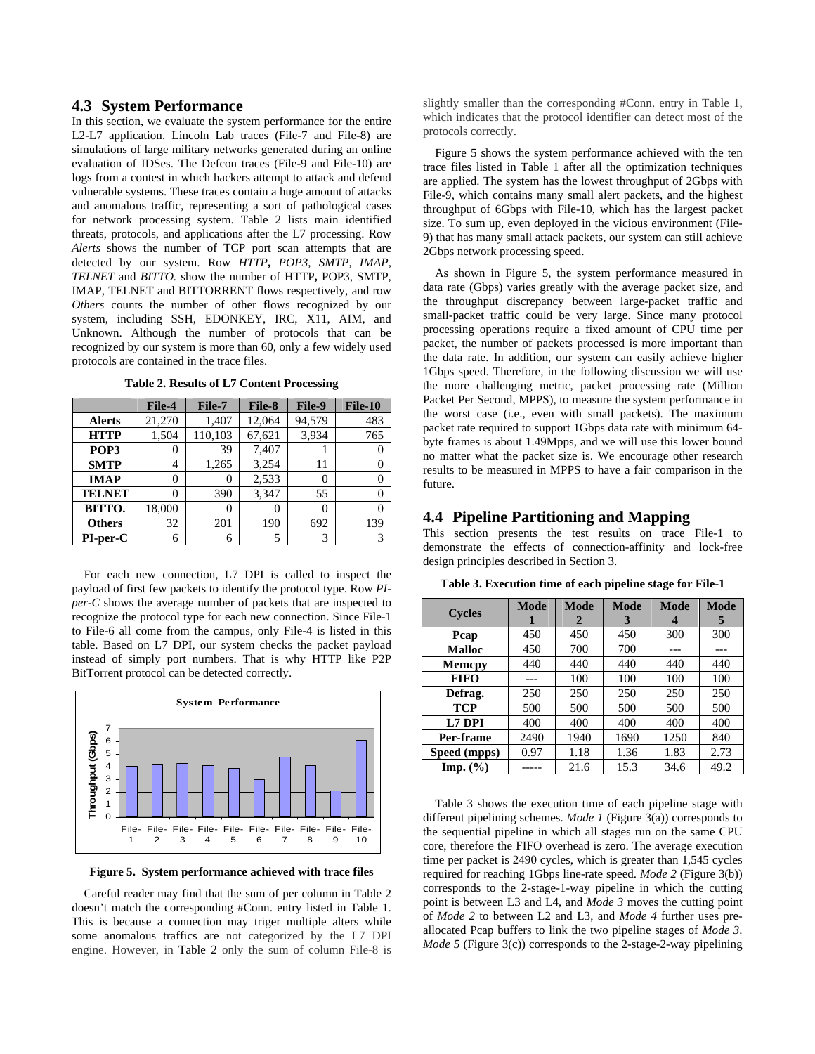## 4.3 System Performance

In this section, we evaluate the system performance for the entire L2-L7 application. Lincoln Lab traces (File-7 and File-8) are simulations of large military networks generated during an online evaluation of IDSes. The Defcon traces (File-9 and File-10) are logs from a contest in which hackers attempt to attack and defend vulnerable systems. These traces contain a huge amount of attacks and anomalous traffic, representing a sort of pathological cases for network processing system. Table 2 lists main identified threats, protocols, and applications after the L7 processing. Row *Alerts* shows the number of TCP port scan attempts that are detected by our system. Row *HTTP*, *POP3*, *SMTP*, *IMAP*, *TELNET* and *BITTO.* show the number of HTTP, POP3, SMTP, IMAP, TELNET and BITTORRENT flows respectively, and row *Others* counts the number of other flows recognized by our system, including SSH, EDONKEY, IRC, X11, AIM, and Unknown. Although the number of protocols that can be recognized by our system is more than 60, only a few widely used protocols are contained in the trace files.

**Table 2. Results of L7 Content Processing**

| | File-4 | File-7 | File-8 | File-9 | File-10 |
|---|---|---|---|---|---|
| **Alerts** | 21,270 | 1,407 | 12,064 | 94,579 | 483 |
| **HTTP** | 1,504 | 110,103 | 67,621 | 3,934 | 765 |
| **POP3** | 0 | 39 | 7,407 | 1 | 0 |
| **SMTP** | 4 | 1,265 | 3,254 | 11 | 0 |
| **IMAP** | 0 | 0 | 2,533 | 0 | 0 |
| **TELNET** | 0 | 390 | 3,347 | 55 | 0 |
| **BITTO.** | 18,000 | 0 | 0 | 0 | 0 |
| **Others** | 32 | 201 | 190 | 692 | 139 |
| **PI-per-C** | 6 | 6 | 5 | 3 | 3 |

For each new connection, L7 DPI is called to inspect the payload of first few packets to identify the protocol type. Row *PI-per-C* shows the average number of packets that are inspected to recognize the protocol type for each new connection. Since File-1 to File-6 all come from the campus, only File-4 is listed in this table. Based on L7 DPI, our system checks the packet payload instead of simply port numbers. That is why HTTP like P2P BitTorrent protocol can be detected correctly.

**Figure 5. System performance achieved with trace files**

Careful reader may find that the sum of per column in Table 2 doesn't match the corresponding #Conn. entry listed in Table 1. This is because a connection may triger multiple alters while some anomalous traffics are not categorized by the L7 DPI engine. However, in Table 2 only the sum of column File-8 is slightly smaller than the corresponding #Conn. entry in Table 1, which indicates that the protocol identifier can detect most of the protocols correctly.

Figure 5 shows the system performance achieved with the ten trace files listed in Table 1 after all the optimization techniques are applied. The system has the lowest throughput of 2Gbps with File-9, which contains many small alert packets, and the highest throughput of 6Gbps with File-10, which has the largest packet size. To sum up, even deployed in the vicious environment (File-9) that has many small attack packets, our system can still achieve 2Gbps network processing speed.

As shown in Figure 5, the system performance measured in data rate (Gbps) varies greatly with the average packet size, and the throughput discrepancy between large-packet traffic and small-packet traffic could be very large. Since many protocol processing operations require a fixed amount of CPU time per packet, the number of packets processed is more important than the data rate. In addition, our system can easily achieve higher 1Gbps speed. Therefore, in the following discussion we will use the more challenging metric, packet processing rate (Million Packet Per Second, MPPS), to measure the system performance in the worst case (i.e., even with small packets). The maximum packet rate required to support 1Gbps data rate with minimum 64-byte frames is about 1.49Mpps, and we will use this lower bound no matter what the packet size is. We encourage other research results to be measured in MPPS to have a fair comparison in the future.

## 4.4 Pipeline Partitioning and Mapping

This section presents the test results on trace File-1 to demonstrate the effects of connection-affinity and lock-free design principles described in Section 3.

**Table 3. Execution time of each pipeline stage for File-1**

| Cycles | Mode 1 | Mode 2 | Mode 3 | Mode 4 | Mode 5 |
|---|---|---|---|---|---|
| **Pcap** | 450 | 450 | 450 | 300 | 300 |
| **Malloc** | 450 | 700 | 700 | --- | --- |
| **Memcpy** | 440 | 440 | 440 | 440 | 440 |
| **FIFO** | --- | 100 | 100 | 100 | 100 |
| **Defrag.** | 250 | 250 | 250 | 250 | 250 |
| **TCP** | 500 | 500 | 500 | 500 | 500 |
| **L7 DPI** | 400 | 400 | 400 | 400 | 400 |
| **Per-frame** | 2490 | 1940 | 1690 | 1250 | 840 |
| **Speed (mpps)** | 0.97 | 1.18 | 1.36 | 1.83 | 2.73 |
| **Imp. (%)** | ----- | 21.6 | 15.3 | 34.6 | 49.2 |

Table 3 shows the execution time of each pipeline stage with different pipelining schemes. *Mode 1* (Figure 3(a)) corresponds to the sequential pipeline in which all stages run on the same CPU core, therefore the FIFO overhead is zero. The average execution time per packet is 2490 cycles, which is greater than 1,545 cycles required for reaching 1Gbps line-rate speed. *Mode 2* (Figure 3(b)) corresponds to the 2-stage-1-way pipeline in which the cutting point is between L3 and L4, and *Mode 3* moves the cutting point of *Mode 2* to between L2 and L3, and *Mode 4* further uses pre-allocated Pcap buffers to link the two pipeline stages of *Mode 3*. *Mode 5* (Figure 3(c)) corresponds to the 2-stage-2-way pipelining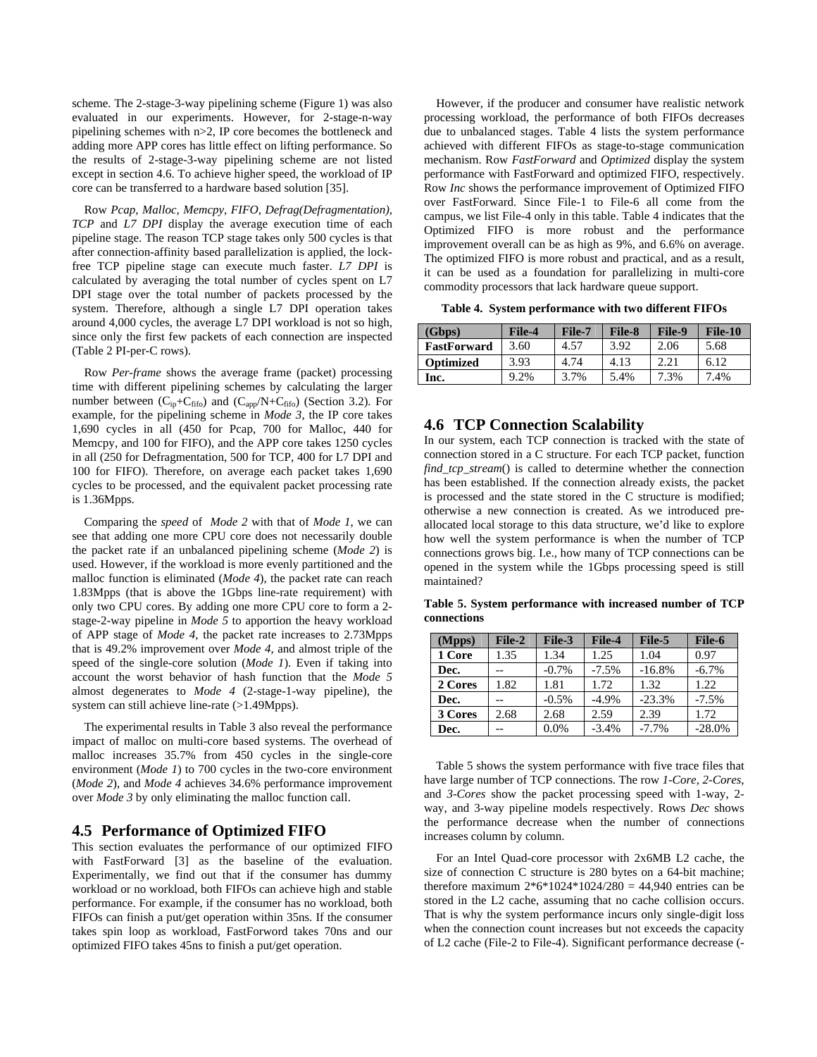scheme. The 2-stage-3-way pipelining scheme (Figure 1) was also evaluated in our experiments. However, for 2-stage-n-way pipelining schemes with n>2, IP core becomes the bottleneck and adding more APP cores has little effect on lifting performance. So the results of 2-stage-3-way pipelining scheme are not listed except in section 4.6. To achieve higher speed, the workload of IP core can be transferred to a hardware based solution [35].

Row *Pcap, Malloc, Memcpy, FIFO, Defrag(Defragmentation), TCP* and *L7 DPI* display the average execution time of each pipeline stage. The reason TCP stage takes only 500 cycles is that after connection-affinity based parallelization is applied, the lock-free TCP pipeline stage can execute much faster. *L7 DPI* is calculated by averaging the total number of cycles spent on L7 DPI stage over the total number of packets processed by the system. Therefore, although a single L7 DPI operation takes around 4,000 cycles, the average L7 DPI workload is not so high, since only the first few packets of each connection are inspected (Table 2 PI-per-C rows).

Row *Per-frame* shows the average frame (packet) processing time with different pipelining schemes by calculating the larger number between ($C_{ip}$+$C_{fifo}$) and ($C_{app}$/N+$C_{fifo}$) (Section 3.2). For example, for the pipelining scheme in *Mode 3*, the IP core takes 1,690 cycles in all (450 for Pcap, 700 for Malloc, 440 for Memcpy, and 100 for FIFO), and the APP core takes 1250 cycles in all (250 for Defragmentation, 500 for TCP, 400 for L7 DPI and 100 for FIFO). Therefore, on average each packet takes 1,690 cycles to be processed, and the equivalent packet processing rate is 1.36Mpps.

Comparing the *speed* of *Mode 2* with that of *Mode 1*, we can see that adding one more CPU core does not necessarily double the packet rate if an unbalanced pipelining scheme (*Mode 2*) is used. However, if the workload is more evenly partitioned and the malloc function is eliminated (*Mode 4*), the packet rate can reach 1.83Mpps (that is above the 1Gbps line-rate requirement) with only two CPU cores. By adding one more CPU core to form a 2-stage-2-way pipeline in *Mode 5* to apportion the heavy workload of APP stage of *Mode 4*, the packet rate increases to 2.73Mpps that is 49.2% improvement over *Mode 4*, and almost triple of the speed of the single-core solution (*Mode 1*). Even if taking into account the worst behavior of hash function that the *Mode 5* almost degenerates to *Mode 4* (2-stage-1-way pipeline), the system can still achieve line-rate (>1.49Mpps).

The experimental results in Table 3 also reveal the performance impact of malloc on multi-core based systems. The overhead of malloc increases 35.7% from 450 cycles in the single-core environment (*Mode 1*) to 700 cycles in the two-core environment (*Mode 2*), and *Mode 4* achieves 34.6% performance improvement over *Mode 3* by only eliminating the malloc function call.

## 4.5 Performance of Optimized FIFO

This section evaluates the performance of our optimized FIFO with FastForward [3] as the baseline of the evaluation. Experimentally, we find out that if the consumer has dummy workload or no workload, both FIFOs can achieve high and stable performance. For example, if the consumer has no workload, both FIFOs can finish a put/get operation within 35ns. If the consumer takes spin loop as workload, FastForword takes 70ns and our optimized FIFO takes 45ns to finish a put/get operation.

However, if the producer and consumer have realistic network processing workload, the performance of both FIFOs decreases due to unbalanced stages. Table 4 lists the system performance achieved with different FIFOs as stage-to-stage communication mechanism. Row *FastForward* and *Optimized* display the system performance with FastForward and optimized FIFO, respectively. Row *Inc* shows the performance improvement of Optimized FIFO over FastForward. Since File-1 to File-6 all come from the campus, we list File-4 only in this table. Table 4 indicates that the Optimized FIFO is more robust and the performance improvement overall can be as high as 9%, and 6.6% on average. The optimized FIFO is more robust and practical, and as a result, it can be used as a foundation for parallelizing in multi-core commodity processors that lack hardware queue support.

**Table 4. System performance with two different FIFOs**

| (Gbps) | File-4 | File-7 | File-8 | File-9 | File-10 |
|---|---|---|---|---|---|
| **FastForward** | 3.60 | 4.57 | 3.92 | 2.06 | 5.68 |
| **Optimized** | 3.93 | 4.74 | 4.13 | 2.21 | 6.12 |
| **Inc.** | 9.2% | 3.7% | 5.4% | 7.3% | 7.4% |

## 4.6 TCP Connection Scalability

In our system, each TCP connection is tracked with the state of connection stored in a C structure. For each TCP packet, function *find_tcp_stream*() is called to determine whether the connection has been established. If the connection already exists, the packet is processed and the state stored in the C structure is modified; otherwise a new connection is created. As we introduced pre-allocated local storage to this data structure, we'd like to explore how well the system performance is when the number of TCP connections grows big. I.e., how many of TCP connections can be opened in the system while the 1Gbps processing speed is still maintained?

**Table 5. System performance with increased number of TCP connections**

| (Mpps) | File-2 | File-3 | File-4 | File-5 | File-6 |
|---|---|---|---|---|---|
| **1 Core** | 1.35 | 1.34 | 1.25 | 1.04 | 0.97 |
| **Dec.** | -- | -0.7% | -7.5% | -16.8% | -6.7% |
| **2 Cores** | 1.82 | 1.81 | 1.72 | 1.32 | 1.22 |
| **Dec.** | -- | -0.5% | -4.9% | -23.3% | -7.5% |
| **3 Cores** | 2.68 | 2.68 | 2.59 | 2.39 | 1.72 |
| **Dec.** | -- | 0.0% | -3.4% | -7.7% | -28.0% |

Table 5 shows the system performance with five trace files that have large number of TCP connections. The row *1-Core*, *2-Cores*, and *3-Cores* show the packet processing speed with 1-way, 2-way, and 3-way pipeline models respectively. Rows *Dec* shows the performance decrease when the number of connections increases column by column.

For an Intel Quad-core processor with 2x6MB L2 cache, the size of connection C structure is 280 bytes on a 64-bit machine; therefore maximum 2\*6\*1024\*1024/280 = 44,940 entries can be stored in the L2 cache, assuming that no cache collision occurs. That is why the system performance incurs only single-digit loss when the connection count increases but not exceeds the capacity of L2 cache (File-2 to File-4). Significant performance decrease (-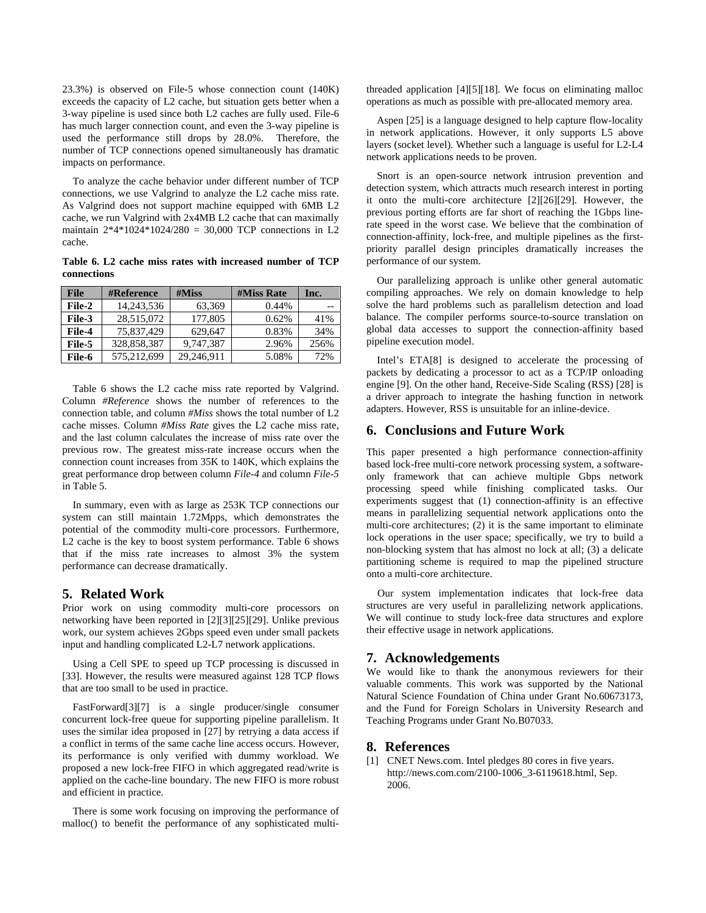23.3%) is observed on File-5 whose connection count (140K) exceeds the capacity of L2 cache, but situation gets better when a 3-way pipeline is used since both L2 caches are fully used. File-6 has much larger connection count, and even the 3-way pipeline is used the performance still drops by 28.0%. Therefore, the number of TCP connections opened simultaneously has dramatic impacts on performance.

To analyze the cache behavior under different number of TCP connections, we use Valgrind to analyze the L2 cache miss rate. As Valgrind does not support machine equipped with 6MB L2 cache, we run Valgrind with 2x4MB L2 cache that can maximally maintain 2*4*1024*1024/280 = 30,000 TCP connections in L2 cache.

**Table 6. L2 cache miss rates with increased number of TCP connections**

| File | #Reference | #Miss | #Miss Rate | Inc. |
|---|---|---|---|---|
| File-2 | 14,243,536 | 63,369 | 0.44% | -- |
| File-3 | 28,515,072 | 177,805 | 0.62% | 41% |
| File-4 | 75,837,429 | 629,647 | 0.83% | 34% |
| File-5 | 328,858,387 | 9,747,387 | 2.96% | 256% |
| File-6 | 575,212,699 | 29,246,911 | 5.08% | 72% |

Table 6 shows the L2 cache miss rate reported by Valgrind. Column *#Reference* shows the number of references to the connection table, and column *#Miss* shows the total number of L2 cache misses. Column *#Miss Rate* gives the L2 cache miss rate, and the last column calculates the increase of miss rate over the previous row. The greatest miss-rate increase occurs when the connection count increases from 35K to 140K, which explains the great performance drop between column *File-4* and column *File-5* in Table 5.

In summary, even with as large as 253K TCP connections our system can still maintain 1.72Mpps, which demonstrates the potential of the commodity multi-core processors. Furthermore, L2 cache is the key to boost system performance. Table 6 shows that if the miss rate increases to almost 3% the system performance can decrease dramatically.

## 5. Related Work

Prior work on using commodity multi-core processors on networking have been reported in [2][3][25][29]. Unlike previous work, our system achieves 2Gbps speed even under small packets input and handling complicated L2-L7 network applications.

Using a Cell SPE to speed up TCP processing is discussed in [33]. However, the results were measured against 128 TCP flows that are too small to be used in practice.

FastForward[3][7] is a single producer/single consumer concurrent lock-free queue for supporting pipeline parallelism. It uses the similar idea proposed in [27] by retrying a data access if a conflict in terms of the same cache line access occurs. However, its performance is only verified with dummy workload. We proposed a new lock-free FIFO in which aggregated read/write is applied on the cache-line boundary. The new FIFO is more robust and efficient in practice.

There is some work focusing on improving the performance of malloc() to benefit the performance of any sophisticated multi-threaded application [4][5][18]. We focus on eliminating malloc operations as much as possible with pre-allocated memory area.

Aspen [25] is a language designed to help capture flow-locality in network applications. However, it only supports L5 above layers (socket level). Whether such a language is useful for L2-L4 network applications needs to be proven.

Snort is an open-source network intrusion prevention and detection system, which attracts much research interest in porting it onto the multi-core architecture [2][26][29]. However, the previous porting efforts are far short of reaching the 1Gbps line-rate speed in the worst case. We believe that the combination of connection-affinity, lock-free, and multiple pipelines as the first-priority parallel design principles dramatically increases the performance of our system.

Our parallelizing approach is unlike other general automatic compiling approaches. We rely on domain knowledge to help solve the hard problems such as parallelism detection and load balance. The compiler performs source-to-source translation on global data accesses to support the connection-affinity based pipeline execution model.

Intel's ETA[8] is designed to accelerate the processing of packets by dedicating a processor to act as a TCP/IP onloading engine [9]. On the other hand, Receive-Side Scaling (RSS) [28] is a driver approach to integrate the hashing function in network adapters. However, RSS is unsuitable for an inline-device.

## 6. Conclusions and Future Work

This paper presented a high performance connection-affinity based lock-free multi-core network processing system, a software-only framework that can achieve multiple Gbps network processing speed while finishing complicated tasks. Our experiments suggest that (1) connection-affinity is an effective means in parallelizing sequential network applications onto the multi-core architectures; (2) it is the same important to eliminate lock operations in the user space; specifically, we try to build a non-blocking system that has almost no lock at all; (3) a delicate partitioning scheme is required to map the pipelined structure onto a multi-core architecture.

Our system implementation indicates that lock-free data structures are very useful in parallelizing network applications. We will continue to study lock-free data structures and explore their effective usage in network applications.

## 7. Acknowledgements

We would like to thank the anonymous reviewers for their valuable comments. This work was supported by the National Natural Science Foundation of China under Grant No.60673173, and the Fund for Foreign Scholars in University Research and Teaching Programs under Grant No.B07033.

## 8. References

[1] CNET News.com. Intel pledges 80 cores in five years. http://news.com.com/2100-1006_3-6119618.html, Sep. 2006.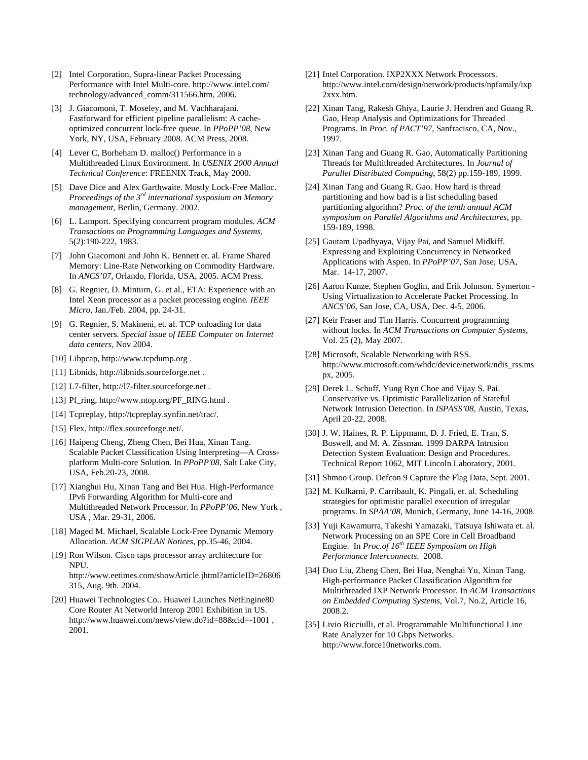[2] Intel Corporation, Supra-linear Packet Processing Performance with Intel Multi-core. http://www.intel.com/technology/advanced_comm/311566.htm, 2006.

[3] J. Giacomoni, T. Moseley, and M. Vachharajani. Fastforward for efficient pipeline parallelism: A cache-optimized concurrent lock-free queue. In *PPoPP'08*, New York, NY, USA, February 2008. ACM Press, 2008.

[4] Lever C, Borheham D. malloc() Performance in a Multithreaded Linux Environment. In *USENIX 2000 Annual Technical Conference*: FREENIX Track, May 2000.

[5] Dave Dice and Alex Garthwaite. Mostly Lock-Free Malloc. *Proceedings of the 3rd international sysposium on Memory management*, Berlin, Germany. 2002.

[6] L. Lamport. Specifying concurrent program modules. *ACM Transactions on Programming Languages and Systems*, 5(2):190-222, 1983.

[7] John Giacomoni and John K. Bennett et. al. Frame Shared Memory: Line-Rate Networking on Commodity Hardware. In *ANCS'07*, Orlando, Florida, USA, 2005. ACM Press.

[8] G. Regnier, D. Minturn, G. et al., ETA: Experience with an Intel Xeon processor as a packet processing engine. *IEEE Micro*, Jan./Feb. 2004, pp. 24-31.

[9] G. Regnier, S. Makineni, et. al. TCP onloading for data center servers. *Special issue of IEEE Computer on Internet data centers*, Nov 2004.

[10] Libpcap, http://www.tcpdump.org .

[11] Libnids, http://libnids.sourceforge.net .

[12] L7-filter, http://l7-filter.sourceforge.net .

[13] Pf_ring, http://www.ntop.org/PF_RING.html .

[14] Tcpreplay, http://tcpreplay.synfin.net/trac/.

[15] Flex, http://flex.sourceforge.net/.

[16] Haipeng Cheng, Zheng Chen, Bei Hua, Xinan Tang. Scalable Packet Classification Using Interpreting—A Cross-platform Multi-core Solution. In *PPoPP'08*, Salt Lake City, USA, Feb.20-23, 2008.

[17] Xianghui Hu, Xinan Tang and Bei Hua. High-Performance IPv6 Forwarding Algorithm for Multi-core and Multithreaded Network Processor. In *PPoPP'06*, New York , USA , Mar. 29-31, 2006.

[18] Maged M. Michael, Scalable Lock-Free Dynamic Memory Allocation. *ACM SIGPLAN Notices*, pp.35-46, 2004.

[19] Ron Wilson. Cisco taps processor array architecture for NPU. http://www.eetimes.com/showArticle.jhtml?articleID=26806315, Aug. 9th. 2004.

[20] Huawei Technologies Co.. Huawei Launches NetEngine80 Core Router At Networld Interop 2001 Exhibition in US. http://www.huawei.com/news/view.do?id=88&cid=-1001 , 2001.

[21] Intel Corporation. IXP2XXX Network Processors. http://www.intel.com/design/network/products/npfamily/ixp2xxx.htm.

[22] Xinan Tang, Rakesh Ghiya, Laurie J. Hendren and Guang R. Gao, Heap Analysis and Optimizations for Threaded Programs. In *Proc. of PACT'97*, Sanfracisco, CA, Nov., 1997.

[23] Xinan Tang and Guang R. Gao, Automatically Partitioning Threads for Multithreaded Architectures. In *Journal of Parallel Distributed Computing*, 58(2) pp.159-189, 1999.

[24] Xinan Tang and Guang R. Gao. How hard is thread partitioning and how bad is a list scheduling based partitioning algorithm? *Proc. of the tenth annual ACM symposium on Parallel Algorithms and Architectures*, pp. 159-189, 1998.

[25] Gautam Upadhyaya, Vijay Pai, and Samuel Midkiff. Expressing and Exploiting Concurrency in Networked Applications with Aspen. In *PPoPP'07*, San Jose, USA, Mar. 14-17, 2007.

[26] Aaron Kunze, Stephen Goglin, and Erik Johnson. Symerton - Using Virtualization to Accelerate Packet Processing. In *ANCS'06*, San Jose, CA, USA, Dec. 4-5, 2006.

[27] Keir Fraser and Tim Harris. Concurrent programming without locks. In *ACM Transactions on Computer Systems*, Vol. 25 (2), May 2007.

[28] Microsoft, Scalable Networking with RSS. http://www.microsoft.com/whdc/device/network/ndis_rss.mspx, 2005.

[29] Derek L. Schuff, Yung Ryn Choe and Vijay S. Pai. Conservative vs. Optimistic Parallelization of Stateful Network Intrusion Detection. In *ISPASS'08*, Austin, Texas, April 20-22, 2008.

[30] J. W. Haines, R. P. Lippmann, D. J. Fried, E. Tran, S. Boswell, and M. A. Zissman. 1999 DARPA Intrusion Detection System Evaluation: Design and Procedures. Technical Report 1062, MIT Lincoln Laboratory, 2001.

[31] Shmoo Group. Defcon 9 Capture the Flag Data, Sept. 2001.

[32] M. Kulkarni, P. Carribault, K. Pingali, et. al. Scheduling strategies for optimistic parallel execution of irregular programs. In *SPAA'08*, Munich, Germany, June 14-16, 2008.

[33] Yuji Kawamurra, Takeshi Yamazaki, Tatsuya Ishiwata et. al. Network Processing on an SPE Core in Cell Broadband Engine. In *Proc.of 16th IEEE Symposium on High Performance Interconnects*. 2008.

[34] Duo Liu, Zheng Chen, Bei Hua, Nenghai Yu, Xinan Tang. High-performance Packet Classification Algorithm for Multithreaded IXP Network Processor. In *ACM Transactions on Embedded Computing Systems*, Vol.7, No.2, Article 16, 2008.2.

[35] Livio Ricciulli, et al. Programmable Multifunctional Line Rate Analyzer for 10 Gbps Networks. http://www.force10networks.com.